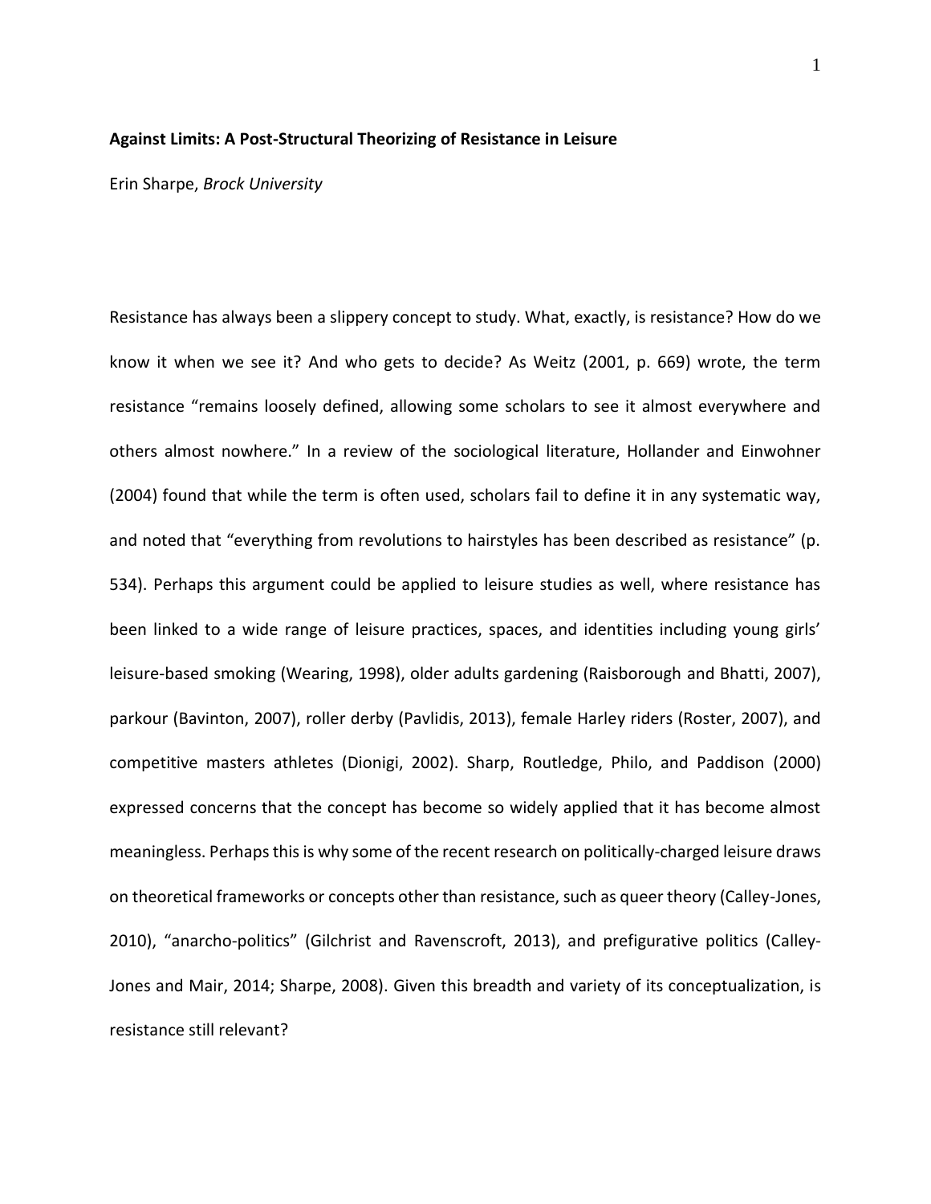**Against Limits: A Post-Structural Theorizing of Resistance in Leisure**

Erin Sharpe, *Brock University*

Resistance has always been a slippery concept to study. What, exactly, is resistance? How do we know it when we see it? And who gets to decide? As Weitz (2001, p. 669) wrote, the term resistance "remains loosely defined, allowing some scholars to see it almost everywhere and others almost nowhere." In a review of the sociological literature, Hollander and Einwohner (2004) found that while the term is often used, scholars fail to define it in any systematic way, and noted that "everything from revolutions to hairstyles has been described as resistance" (p. 534). Perhaps this argument could be applied to leisure studies as well, where resistance has been linked to a wide range of leisure practices, spaces, and identities including young girls' leisure-based smoking (Wearing, 1998), older adults gardening (Raisborough and Bhatti, 2007), parkour (Bavinton, 2007), roller derby (Pavlidis, 2013), female Harley riders (Roster, 2007), and competitive masters athletes (Dionigi, 2002). Sharp, Routledge, Philo, and Paddison (2000) expressed concerns that the concept has become so widely applied that it has become almost meaningless. Perhaps this is why some of the recent research on politically-charged leisure draws on theoretical frameworks or concepts other than resistance, such as queer theory (Calley-Jones, 2010), "anarcho-politics" (Gilchrist and Ravenscroft, 2013), and prefigurative politics (Calley-Jones and Mair, 2014; Sharpe, 2008). Given this breadth and variety of its conceptualization, is resistance still relevant?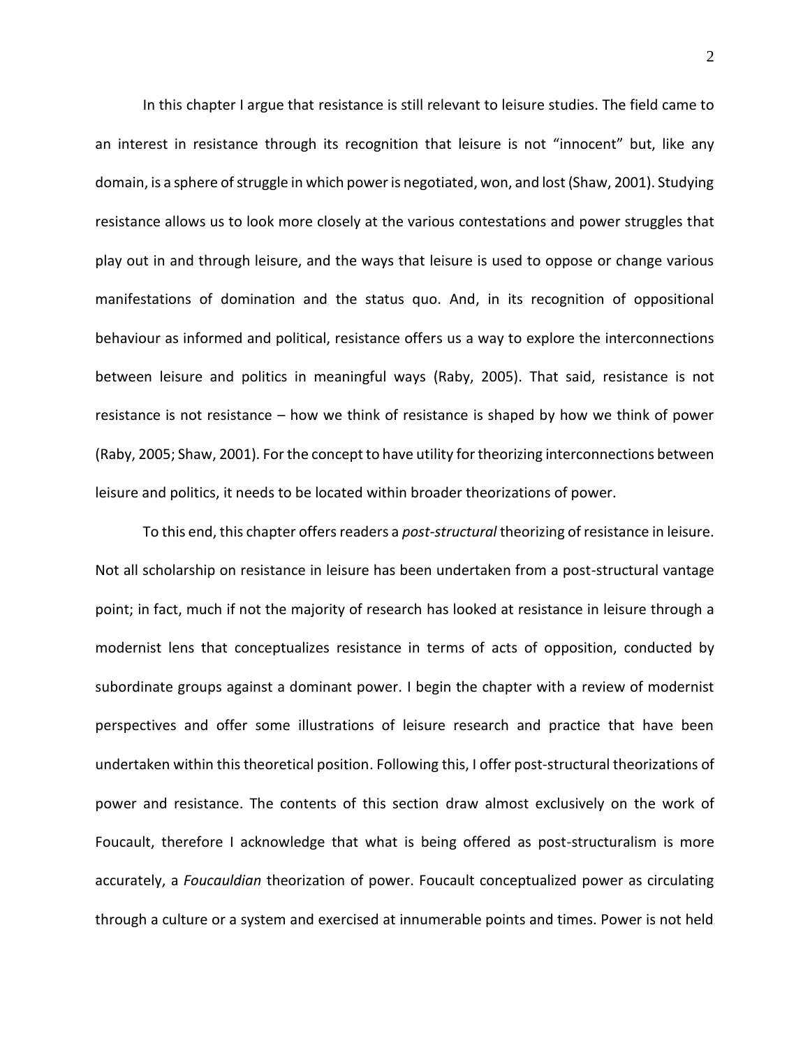In this chapter I argue that resistance is still relevant to leisure studies. The field came to an interest in resistance through its recognition that leisure is not "innocent" but, like any domain, is a sphere of struggle in which power is negotiated, won, and lost (Shaw, 2001). Studying resistance allows us to look more closely at the various contestations and power struggles that play out in and through leisure, and the ways that leisure is used to oppose or change various manifestations of domination and the status quo. And, in its recognition of oppositional behaviour as informed and political, resistance offers us a way to explore the interconnections between leisure and politics in meaningful ways (Raby, 2005). That said, resistance is not resistance is not resistance – how we think of resistance is shaped by how we think of power (Raby, 2005; Shaw, 2001). For the concept to have utility for theorizing interconnections between leisure and politics, it needs to be located within broader theorizations of power.

To this end, this chapter offers readers a *post-structural* theorizing of resistance in leisure. Not all scholarship on resistance in leisure has been undertaken from a post-structural vantage point; in fact, much if not the majority of research has looked at resistance in leisure through a modernist lens that conceptualizes resistance in terms of acts of opposition, conducted by subordinate groups against a dominant power. I begin the chapter with a review of modernist perspectives and offer some illustrations of leisure research and practice that have been undertaken within this theoretical position. Following this, I offer post-structural theorizations of power and resistance. The contents of this section draw almost exclusively on the work of Foucault, therefore I acknowledge that what is being offered as post-structuralism is more accurately, a *Foucauldian* theorization of power. Foucault conceptualized power as circulating through a culture or a system and exercised at innumerable points and times. Power is not held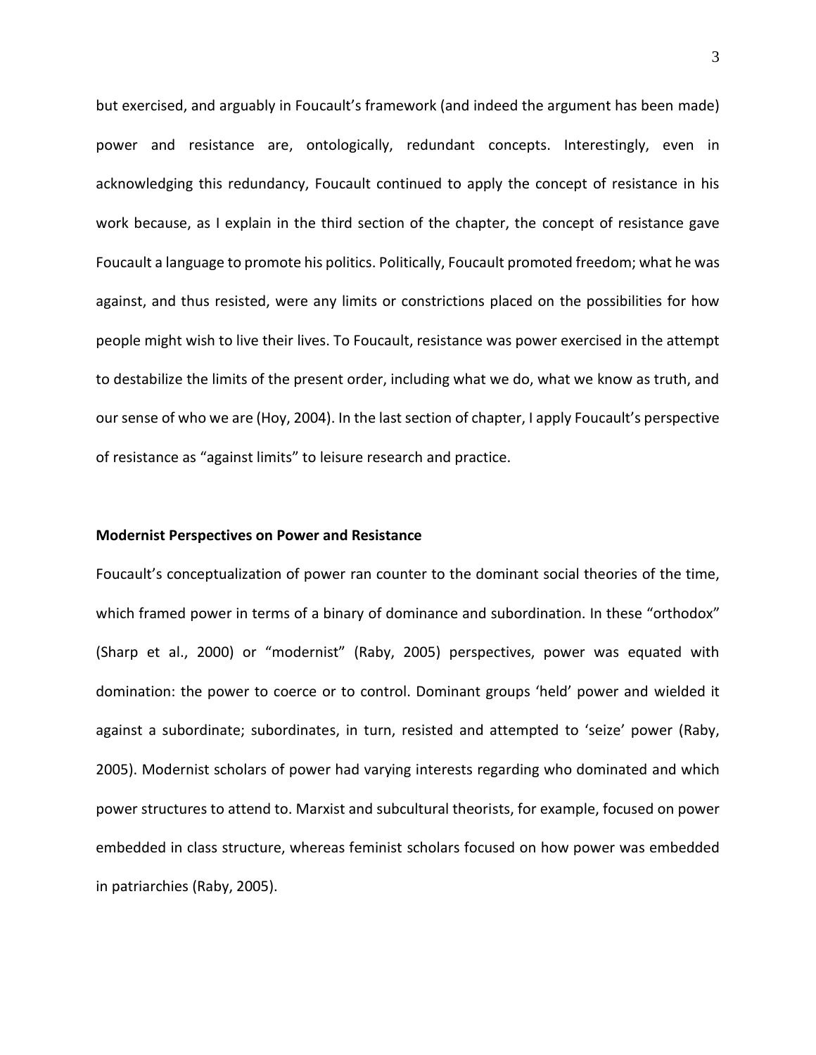but exercised, and arguably in Foucault's framework (and indeed the argument has been made) power and resistance are, ontologically, redundant concepts. Interestingly, even in acknowledging this redundancy, Foucault continued to apply the concept of resistance in his work because, as I explain in the third section of the chapter, the concept of resistance gave Foucault a language to promote his politics. Politically, Foucault promoted freedom; what he was against, and thus resisted, were any limits or constrictions placed on the possibilities for how people might wish to live their lives. To Foucault, resistance was power exercised in the attempt to destabilize the limits of the present order, including what we do, what we know as truth, and our sense of who we are (Hoy, 2004). In the last section of chapter, I apply Foucault's perspective of resistance as "against limits" to leisure research and practice.

**Modernist Perspectives on Power and Resistance**

Foucault's conceptualization of power ran counter to the dominant social theories of the time, which framed power in terms of a binary of dominance and subordination. In these "orthodox" (Sharp et al., 2000) or "modernist" (Raby, 2005) perspectives, power was equated with domination: the power to coerce or to control. Dominant groups 'held' power and wielded it against a subordinate; subordinates, in turn, resisted and attempted to 'seize' power (Raby, 2005). Modernist scholars of power had varying interests regarding who dominated and which power structures to attend to. Marxist and subcultural theorists, for example, focused on power embedded in class structure, whereas feminist scholars focused on how power was embedded in patriarchies (Raby, 2005).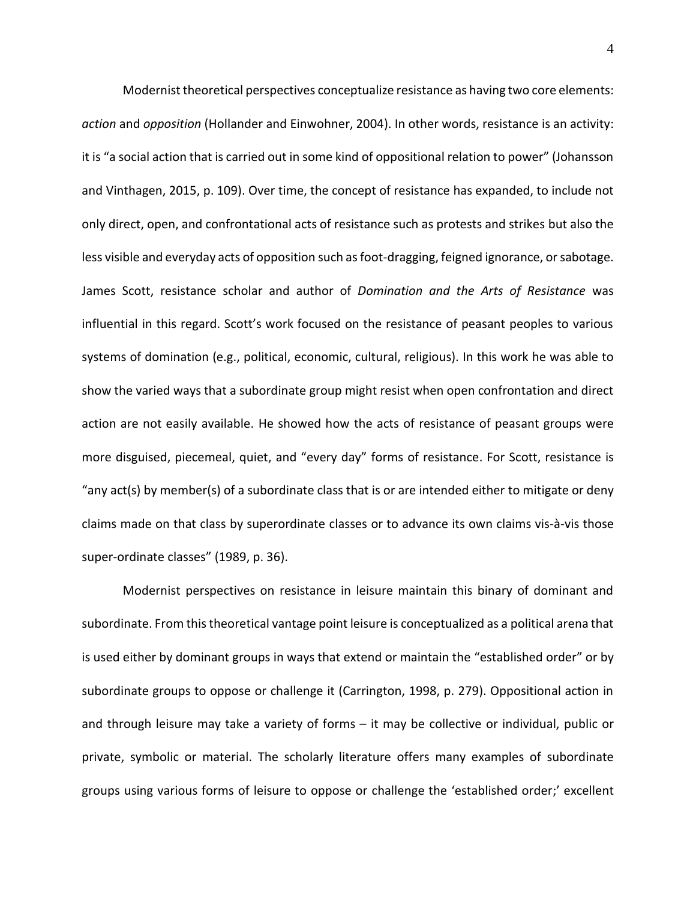Modernist theoretical perspectives conceptualize resistance as having two core elements: *action* and *opposition* (Hollander and Einwohner, 2004). In other words, resistance is an activity: it is "a social action that is carried out in some kind of oppositional relation to power" (Johansson and Vinthagen, 2015, p. 109). Over time, the concept of resistance has expanded, to include not only direct, open, and confrontational acts of resistance such as protests and strikes but also the less visible and everyday acts of opposition such as foot-dragging, feigned ignorance, or sabotage. James Scott, resistance scholar and author of *Domination and the Arts of Resistance* was influential in this regard. Scott's work focused on the resistance of peasant peoples to various systems of domination (e.g., political, economic, cultural, religious). In this work he was able to show the varied ways that a subordinate group might resist when open confrontation and direct action are not easily available. He showed how the acts of resistance of peasant groups were more disguised, piecemeal, quiet, and "every day" forms of resistance. For Scott, resistance is "any act(s) by member(s) of a subordinate class that is or are intended either to mitigate or deny claims made on that class by superordinate classes or to advance its own claims vis-à-vis those super-ordinate classes" (1989, p. 36).

Modernist perspectives on resistance in leisure maintain this binary of dominant and subordinate. From this theoretical vantage point leisure is conceptualized as a political arena that is used either by dominant groups in ways that extend or maintain the "established order" or by subordinate groups to oppose or challenge it (Carrington, 1998, p. 279). Oppositional action in and through leisure may take a variety of forms – it may be collective or individual, public or private, symbolic or material. The scholarly literature offers many examples of subordinate groups using various forms of leisure to oppose or challenge the 'established order;' excellent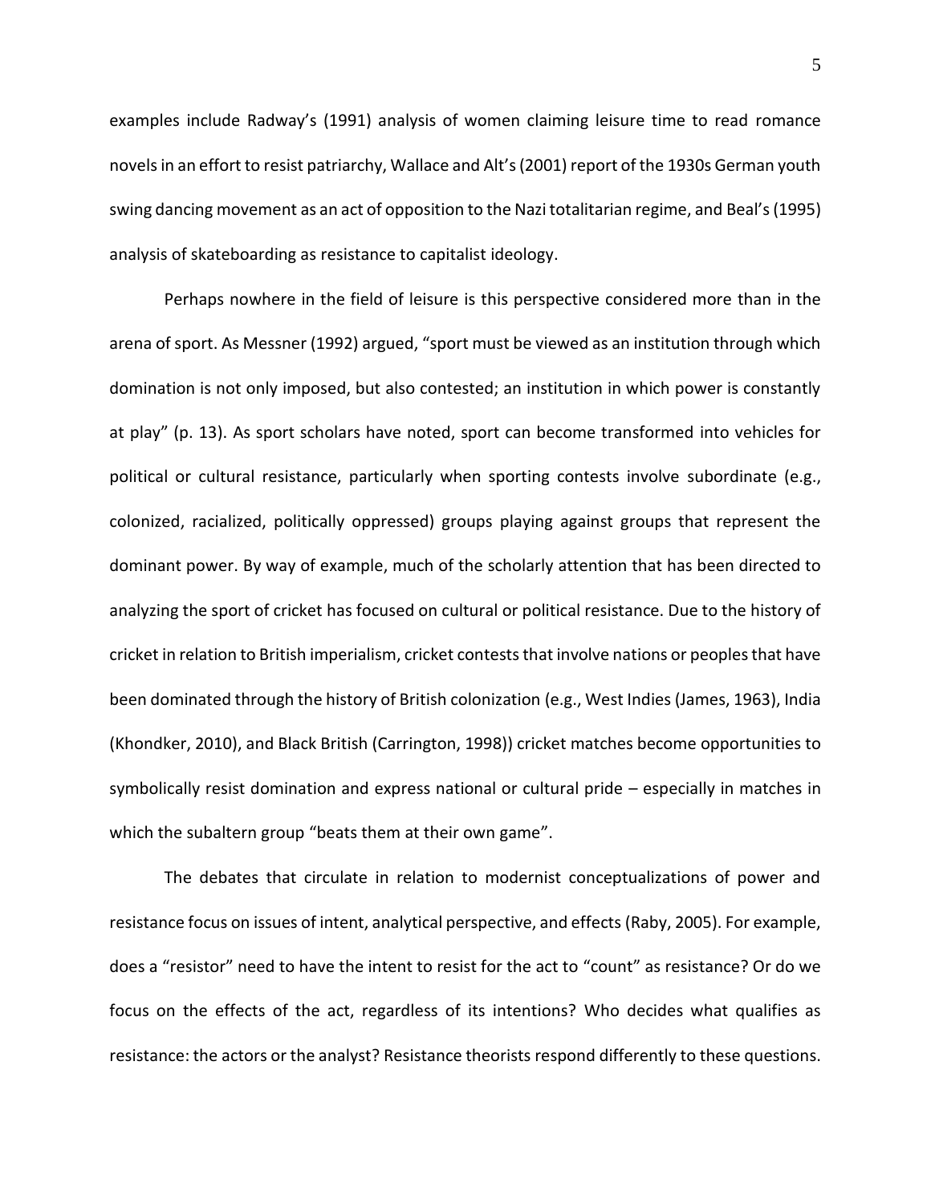examples include Radway's (1991) analysis of women claiming leisure time to read romance novels in an effort to resist patriarchy, Wallace and Alt's (2001) report of the 1930s German youth swing dancing movement as an act of opposition to the Nazi totalitarian regime, and Beal's (1995) analysis of skateboarding as resistance to capitalist ideology.

Perhaps nowhere in the field of leisure is this perspective considered more than in the arena of sport. As Messner (1992) argued, "sport must be viewed as an institution through which domination is not only imposed, but also contested; an institution in which power is constantly at play" (p. 13). As sport scholars have noted, sport can become transformed into vehicles for political or cultural resistance, particularly when sporting contests involve subordinate (e.g., colonized, racialized, politically oppressed) groups playing against groups that represent the dominant power. By way of example, much of the scholarly attention that has been directed to analyzing the sport of cricket has focused on cultural or political resistance. Due to the history of cricket in relation to British imperialism, cricket contests that involve nations or peoples that have been dominated through the history of British colonization (e.g., West Indies (James, 1963), India (Khondker, 2010), and Black British (Carrington, 1998)) cricket matches become opportunities to symbolically resist domination and express national or cultural pride – especially in matches in which the subaltern group "beats them at their own game".

The debates that circulate in relation to modernist conceptualizations of power and resistance focus on issues of intent, analytical perspective, and effects (Raby, 2005). For example, does a "resistor" need to have the intent to resist for the act to "count" as resistance? Or do we focus on the effects of the act, regardless of its intentions? Who decides what qualifies as resistance: the actors or the analyst? Resistance theorists respond differently to these questions.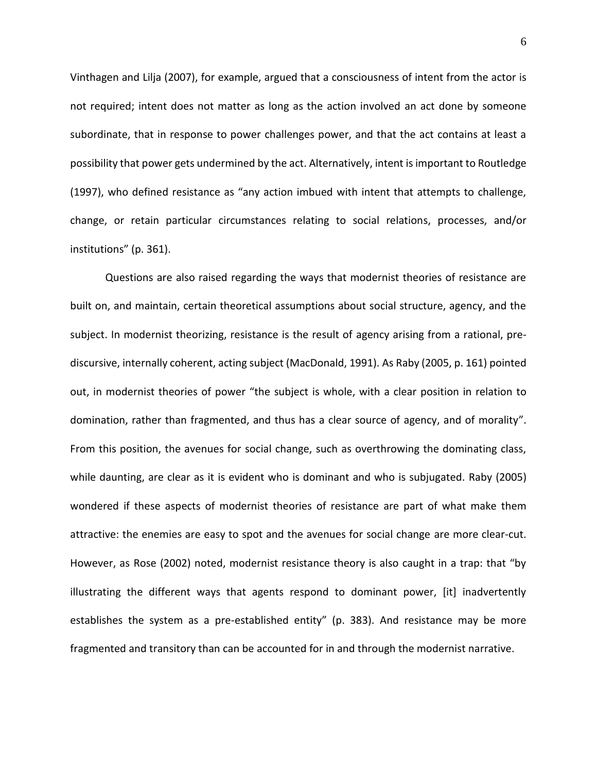Vinthagen and Lilja (2007), for example, argued that a consciousness of intent from the actor is not required; intent does not matter as long as the action involved an act done by someone subordinate, that in response to power challenges power, and that the act contains at least a possibility that power gets undermined by the act. Alternatively, intent is important to Routledge (1997), who defined resistance as "any action imbued with intent that attempts to challenge, change, or retain particular circumstances relating to social relations, processes, and/or institutions" (p. 361).

Questions are also raised regarding the ways that modernist theories of resistance are built on, and maintain, certain theoretical assumptions about social structure, agency, and the subject. In modernist theorizing, resistance is the result of agency arising from a rational, pre-discursive, internally coherent, acting subject (MacDonald, 1991). As Raby (2005, p. 161) pointed out, in modernist theories of power "the subject is whole, with a clear position in relation to domination, rather than fragmented, and thus has a clear source of agency, and of morality". From this position, the avenues for social change, such as overthrowing the dominating class, while daunting, are clear as it is evident who is dominant and who is subjugated. Raby (2005) wondered if these aspects of modernist theories of resistance are part of what make them attractive: the enemies are easy to spot and the avenues for social change are more clear-cut. However, as Rose (2002) noted, modernist resistance theory is also caught in a trap: that "by illustrating the different ways that agents respond to dominant power, [it] inadvertently establishes the system as a pre-established entity" (p. 383). And resistance may be more fragmented and transitory than can be accounted for in and through the modernist narrative.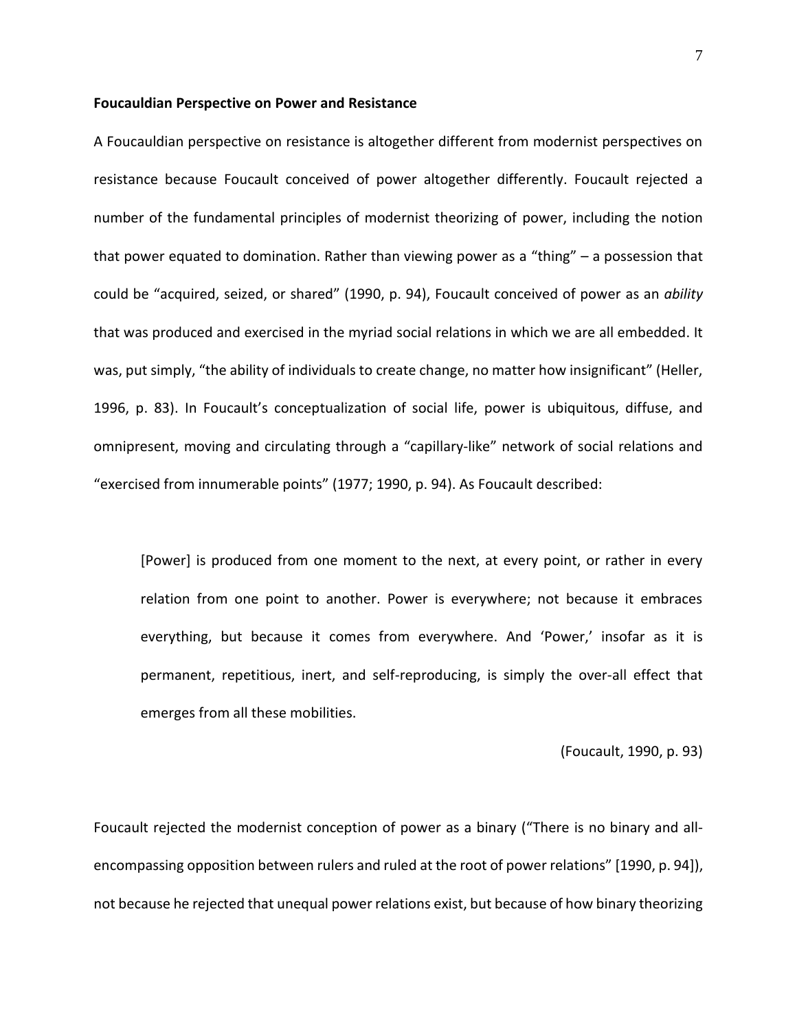**Foucauldian Perspective on Power and Resistance**

A Foucauldian perspective on resistance is altogether different from modernist perspectives on resistance because Foucault conceived of power altogether differently. Foucault rejected a number of the fundamental principles of modernist theorizing of power, including the notion that power equated to domination. Rather than viewing power as a "thing" – a possession that could be "acquired, seized, or shared" (1990, p. 94), Foucault conceived of power as an *ability* that was produced and exercised in the myriad social relations in which we are all embedded. It was, put simply, "the ability of individuals to create change, no matter how insignificant" (Heller, 1996, p. 83). In Foucault's conceptualization of social life, power is ubiquitous, diffuse, and omnipresent, moving and circulating through a "capillary-like" network of social relations and "exercised from innumerable points" (1977; 1990, p. 94). As Foucault described:

> [Power] is produced from one moment to the next, at every point, or rather in every relation from one point to another. Power is everywhere; not because it embraces everything, but because it comes from everywhere. And 'Power,' insofar as it is permanent, repetitious, inert, and self-reproducing, is simply the over-all effect that emerges from all these mobilities.
>
> (Foucault, 1990, p. 93)

Foucault rejected the modernist conception of power as a binary ("There is no binary and all-encompassing opposition between rulers and ruled at the root of power relations" [1990, p. 94]), not because he rejected that unequal power relations exist, but because of how binary theorizing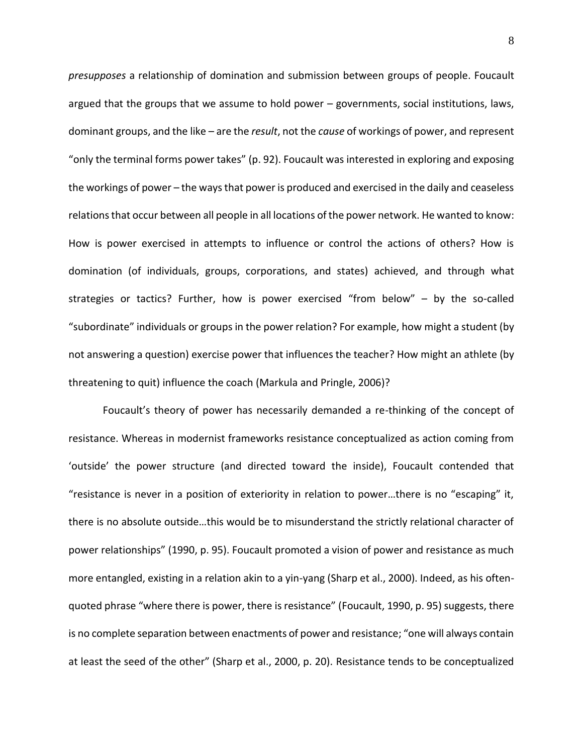*presupposes* a relationship of domination and submission between groups of people. Foucault argued that the groups that we assume to hold power – governments, social institutions, laws, dominant groups, and the like – are the *result*, not the *cause* of workings of power, and represent "only the terminal forms power takes" (p. 92). Foucault was interested in exploring and exposing the workings of power – the ways that power is produced and exercised in the daily and ceaseless relations that occur between all people in all locations of the power network. He wanted to know: How is power exercised in attempts to influence or control the actions of others? How is domination (of individuals, groups, corporations, and states) achieved, and through what strategies or tactics? Further, how is power exercised "from below" – by the so-called "subordinate" individuals or groups in the power relation? For example, how might a student (by not answering a question) exercise power that influences the teacher? How might an athlete (by threatening to quit) influence the coach (Markula and Pringle, 2006)?

Foucault's theory of power has necessarily demanded a re-thinking of the concept of resistance. Whereas in modernist frameworks resistance conceptualized as action coming from 'outside' the power structure (and directed toward the inside), Foucault contended that "resistance is never in a position of exteriority in relation to power…there is no "escaping" it, there is no absolute outside…this would be to misunderstand the strictly relational character of power relationships" (1990, p. 95). Foucault promoted a vision of power and resistance as much more entangled, existing in a relation akin to a yin-yang (Sharp et al., 2000). Indeed, as his often-quoted phrase "where there is power, there is resistance" (Foucault, 1990, p. 95) suggests, there is no complete separation between enactments of power and resistance; "one will always contain at least the seed of the other" (Sharp et al., 2000, p. 20). Resistance tends to be conceptualized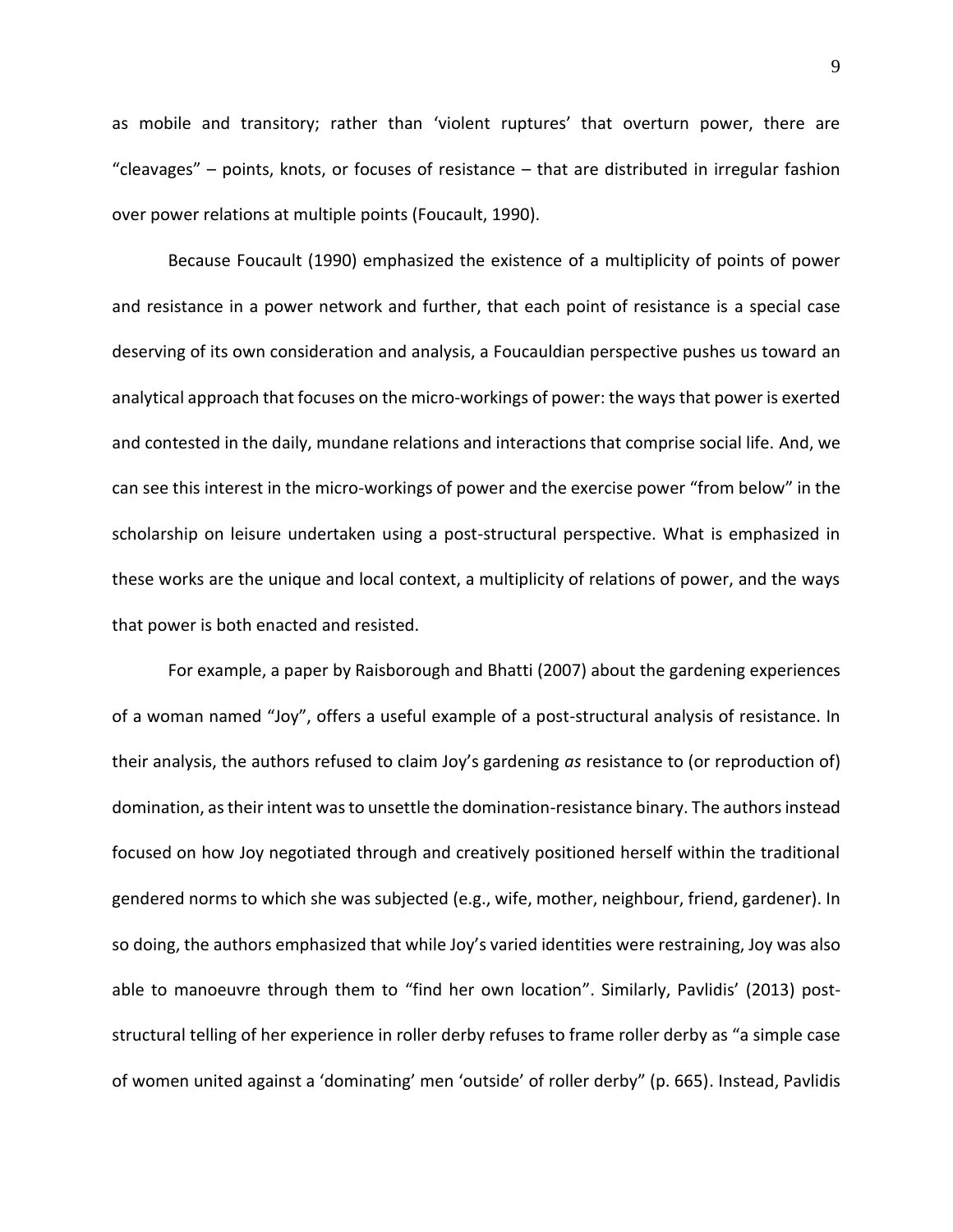as mobile and transitory; rather than 'violent ruptures' that overturn power, there are "cleavages" – points, knots, or focuses of resistance – that are distributed in irregular fashion over power relations at multiple points (Foucault, 1990).

Because Foucault (1990) emphasized the existence of a multiplicity of points of power and resistance in a power network and further, that each point of resistance is a special case deserving of its own consideration and analysis, a Foucauldian perspective pushes us toward an analytical approach that focuses on the micro-workings of power: the ways that power is exerted and contested in the daily, mundane relations and interactions that comprise social life. And, we can see this interest in the micro-workings of power and the exercise power "from below" in the scholarship on leisure undertaken using a post-structural perspective. What is emphasized in these works are the unique and local context, a multiplicity of relations of power, and the ways that power is both enacted and resisted.

For example, a paper by Raisborough and Bhatti (2007) about the gardening experiences of a woman named "Joy", offers a useful example of a post-structural analysis of resistance. In their analysis, the authors refused to claim Joy's gardening *as* resistance to (or reproduction of) domination, as their intent was to unsettle the domination-resistance binary. The authors instead focused on how Joy negotiated through and creatively positioned herself within the traditional gendered norms to which she was subjected (e.g., wife, mother, neighbour, friend, gardener). In so doing, the authors emphasized that while Joy's varied identities were restraining, Joy was also able to manoeuvre through them to "find her own location". Similarly, Pavlidis' (2013) post-structural telling of her experience in roller derby refuses to frame roller derby as "a simple case of women united against a 'dominating' men 'outside' of roller derby" (p. 665). Instead, Pavlidis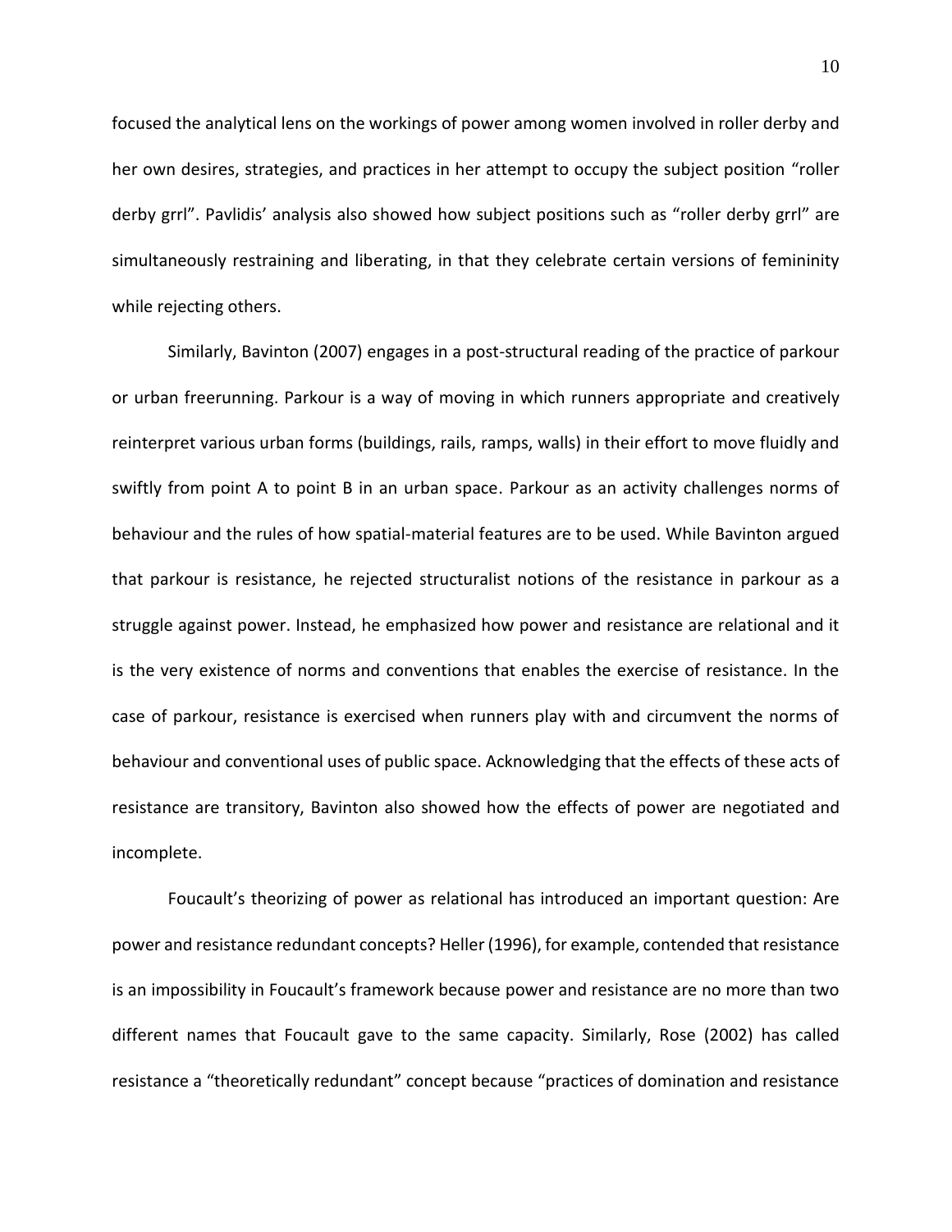focused the analytical lens on the workings of power among women involved in roller derby and her own desires, strategies, and practices in her attempt to occupy the subject position "roller derby grrl". Pavlidis' analysis also showed how subject positions such as "roller derby grrl" are simultaneously restraining and liberating, in that they celebrate certain versions of femininity while rejecting others.

Similarly, Bavinton (2007) engages in a post-structural reading of the practice of parkour or urban freerunning. Parkour is a way of moving in which runners appropriate and creatively reinterpret various urban forms (buildings, rails, ramps, walls) in their effort to move fluidly and swiftly from point A to point B in an urban space. Parkour as an activity challenges norms of behaviour and the rules of how spatial-material features are to be used. While Bavinton argued that parkour is resistance, he rejected structuralist notions of the resistance in parkour as a struggle against power. Instead, he emphasized how power and resistance are relational and it is the very existence of norms and conventions that enables the exercise of resistance. In the case of parkour, resistance is exercised when runners play with and circumvent the norms of behaviour and conventional uses of public space. Acknowledging that the effects of these acts of resistance are transitory, Bavinton also showed how the effects of power are negotiated and incomplete.

Foucault's theorizing of power as relational has introduced an important question: Are power and resistance redundant concepts? Heller (1996), for example, contended that resistance is an impossibility in Foucault's framework because power and resistance are no more than two different names that Foucault gave to the same capacity. Similarly, Rose (2002) has called resistance a "theoretically redundant" concept because "practices of domination and resistance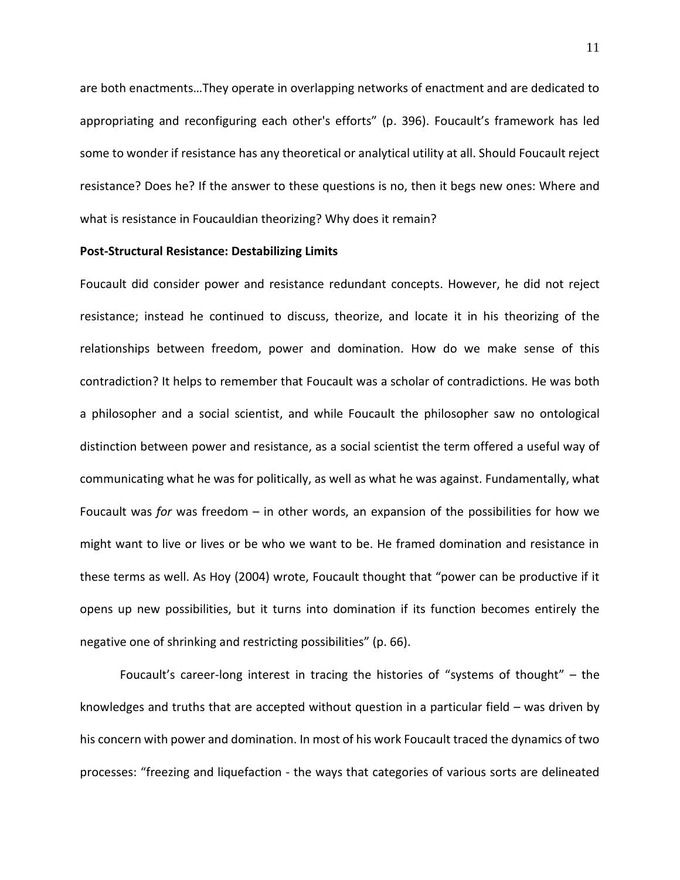are both enactments…They operate in overlapping networks of enactment and are dedicated to appropriating and reconfiguring each other's efforts" (p. 396). Foucault's framework has led some to wonder if resistance has any theoretical or analytical utility at all. Should Foucault reject resistance? Does he? If the answer to these questions is no, then it begs new ones: Where and what is resistance in Foucauldian theorizing? Why does it remain?

**Post-Structural Resistance: Destabilizing Limits**

Foucault did consider power and resistance redundant concepts. However, he did not reject resistance; instead he continued to discuss, theorize, and locate it in his theorizing of the relationships between freedom, power and domination. How do we make sense of this contradiction? It helps to remember that Foucault was a scholar of contradictions. He was both a philosopher and a social scientist, and while Foucault the philosopher saw no ontological distinction between power and resistance, as a social scientist the term offered a useful way of communicating what he was for politically, as well as what he was against. Fundamentally, what Foucault was *for* was freedom – in other words, an expansion of the possibilities for how we might want to live or lives or be who we want to be. He framed domination and resistance in these terms as well. As Hoy (2004) wrote, Foucault thought that "power can be productive if it opens up new possibilities, but it turns into domination if its function becomes entirely the negative one of shrinking and restricting possibilities" (p. 66).

Foucault's career-long interest in tracing the histories of "systems of thought" – the knowledges and truths that are accepted without question in a particular field – was driven by his concern with power and domination. In most of his work Foucault traced the dynamics of two processes: "freezing and liquefaction - the ways that categories of various sorts are delineated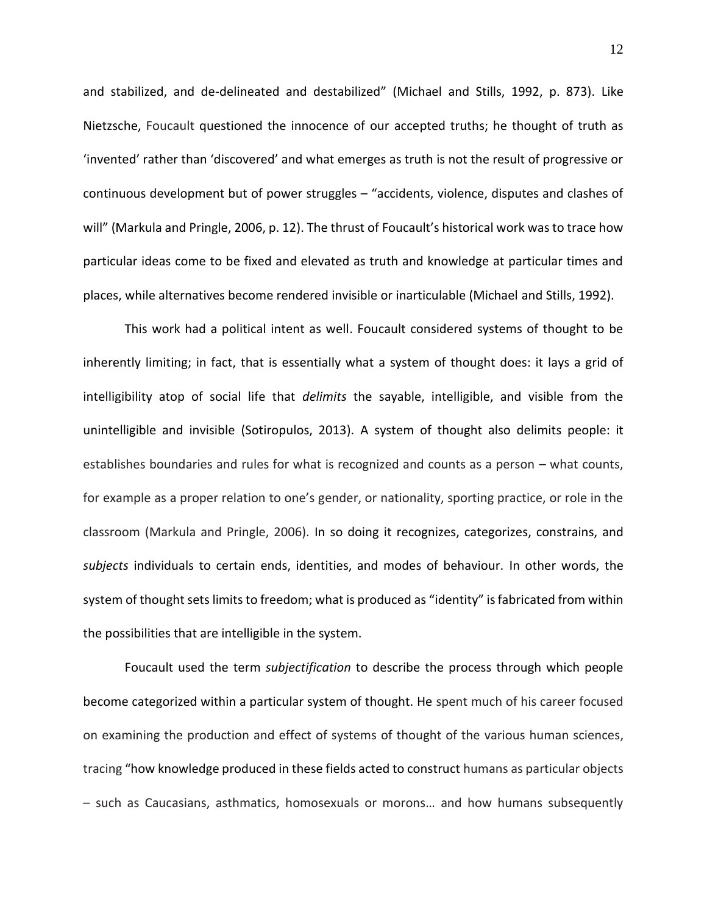and stabilized, and de-delineated and destabilized" (Michael and Stills, 1992, p. 873). Like Nietzsche, Foucault questioned the innocence of our accepted truths; he thought of truth as 'invented' rather than 'discovered' and what emerges as truth is not the result of progressive or continuous development but of power struggles – "accidents, violence, disputes and clashes of will" (Markula and Pringle, 2006, p. 12). The thrust of Foucault's historical work was to trace how particular ideas come to be fixed and elevated as truth and knowledge at particular times and places, while alternatives become rendered invisible or inarticulable (Michael and Stills, 1992).

This work had a political intent as well. Foucault considered systems of thought to be inherently limiting; in fact, that is essentially what a system of thought does: it lays a grid of intelligibility atop of social life that *delimits* the sayable, intelligible, and visible from the unintelligible and invisible (Sotiropulos, 2013). A system of thought also delimits people: it establishes boundaries and rules for what is recognized and counts as a person – what counts, for example as a proper relation to one's gender, or nationality, sporting practice, or role in the classroom (Markula and Pringle, 2006). In so doing it recognizes, categorizes, constrains, and *subjects* individuals to certain ends, identities, and modes of behaviour. In other words, the system of thought sets limits to freedom; what is produced as "identity" is fabricated from within the possibilities that are intelligible in the system.

Foucault used the term *subjectification* to describe the process through which people become categorized within a particular system of thought. He spent much of his career focused on examining the production and effect of systems of thought of the various human sciences, tracing "how knowledge produced in these fields acted to construct humans as particular objects – such as Caucasians, asthmatics, homosexuals or morons… and how humans subsequently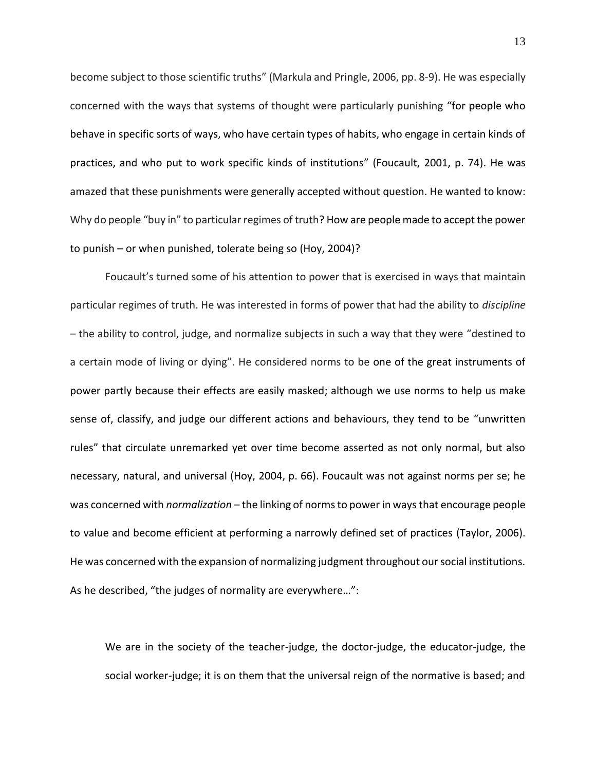become subject to those scientific truths" (Markula and Pringle, 2006, pp. 8-9). He was especially concerned with the ways that systems of thought were particularly punishing "for people who behave in specific sorts of ways, who have certain types of habits, who engage in certain kinds of practices, and who put to work specific kinds of institutions" (Foucault, 2001, p. 74). He was amazed that these punishments were generally accepted without question. He wanted to know: Why do people "buy in" to particular regimes of truth? How are people made to accept the power to punish – or when punished, tolerate being so (Hoy, 2004)?

Foucault's turned some of his attention to power that is exercised in ways that maintain particular regimes of truth. He was interested in forms of power that had the ability to *discipline* – the ability to control, judge, and normalize subjects in such a way that they were "destined to a certain mode of living or dying". He considered norms to be one of the great instruments of power partly because their effects are easily masked; although we use norms to help us make sense of, classify, and judge our different actions and behaviours, they tend to be "unwritten rules" that circulate unremarked yet over time become asserted as not only normal, but also necessary, natural, and universal (Hoy, 2004, p. 66). Foucault was not against norms per se; he was concerned with *normalization* – the linking of norms to power in ways that encourage people to value and become efficient at performing a narrowly defined set of practices (Taylor, 2006). He was concerned with the expansion of normalizing judgment throughout our social institutions. As he described, "the judges of normality are everywhere…":

> We are in the society of the teacher-judge, the doctor-judge, the educator-judge, the social worker-judge; it is on them that the universal reign of the normative is based; and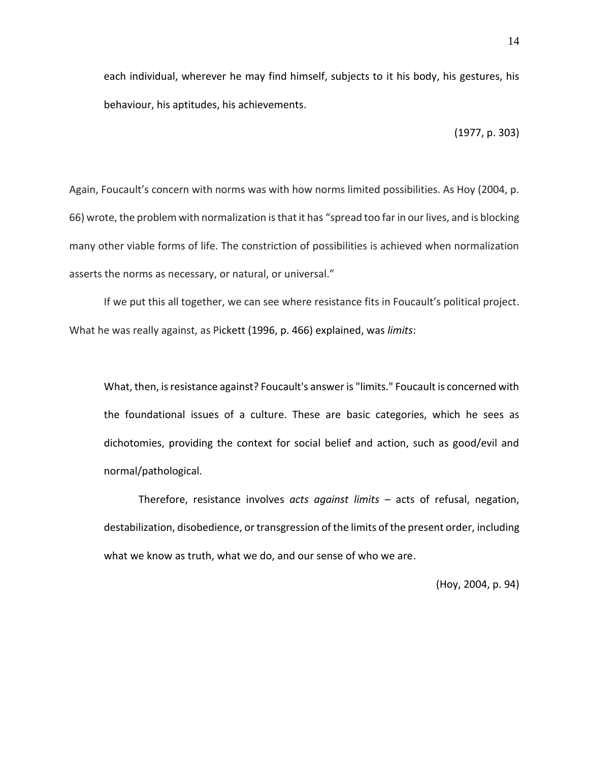> each individual, wherever he may find himself, subjects to it his body, his gestures, his behaviour, his aptitudes, his achievements.
>
> (1977, p. 303)

Again, Foucault's concern with norms was with how norms limited possibilities. As Hoy (2004, p. 66) wrote, the problem with normalization is that it has "spread too far in our lives, and is blocking many other viable forms of life. The constriction of possibilities is achieved when normalization asserts the norms as necessary, or natural, or universal."

If we put this all together, we can see where resistance fits in Foucault's political project. What he was really against, as Pickett (1996, p. 466) explained, was *limits*:

> What, then, is resistance against? Foucault's answer is "limits." Foucault is concerned with the foundational issues of a culture. These are basic categories, which he sees as dichotomies, providing the context for social belief and action, such as good/evil and normal/pathological.
>
> Therefore, resistance involves *acts against limits* – acts of refusal, negation, destabilization, disobedience, or transgression of the limits of the present order, including what we know as truth, what we do, and our sense of who we are.
>
> (Hoy, 2004, p. 94)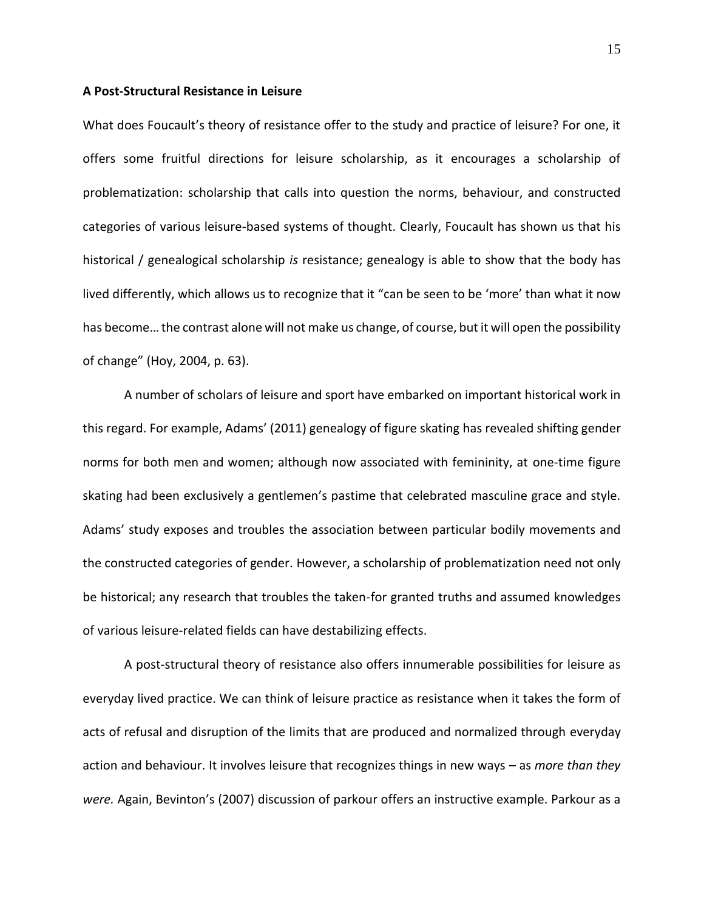**A Post-Structural Resistance in Leisure**

What does Foucault's theory of resistance offer to the study and practice of leisure? For one, it offers some fruitful directions for leisure scholarship, as it encourages a scholarship of problematization: scholarship that calls into question the norms, behaviour, and constructed categories of various leisure-based systems of thought. Clearly, Foucault has shown us that his historical / genealogical scholarship *is* resistance; genealogy is able to show that the body has lived differently, which allows us to recognize that it "can be seen to be 'more' than what it now has become… the contrast alone will not make us change, of course, but it will open the possibility of change" (Hoy, 2004, p. 63).

A number of scholars of leisure and sport have embarked on important historical work in this regard. For example, Adams' (2011) genealogy of figure skating has revealed shifting gender norms for both men and women; although now associated with femininity, at one-time figure skating had been exclusively a gentlemen's pastime that celebrated masculine grace and style. Adams' study exposes and troubles the association between particular bodily movements and the constructed categories of gender. However, a scholarship of problematization need not only be historical; any research that troubles the taken-for granted truths and assumed knowledges of various leisure-related fields can have destabilizing effects.

A post-structural theory of resistance also offers innumerable possibilities for leisure as everyday lived practice. We can think of leisure practice as resistance when it takes the form of acts of refusal and disruption of the limits that are produced and normalized through everyday action and behaviour. It involves leisure that recognizes things in new ways – as *more than they were.* Again, Bevinton's (2007) discussion of parkour offers an instructive example. Parkour as a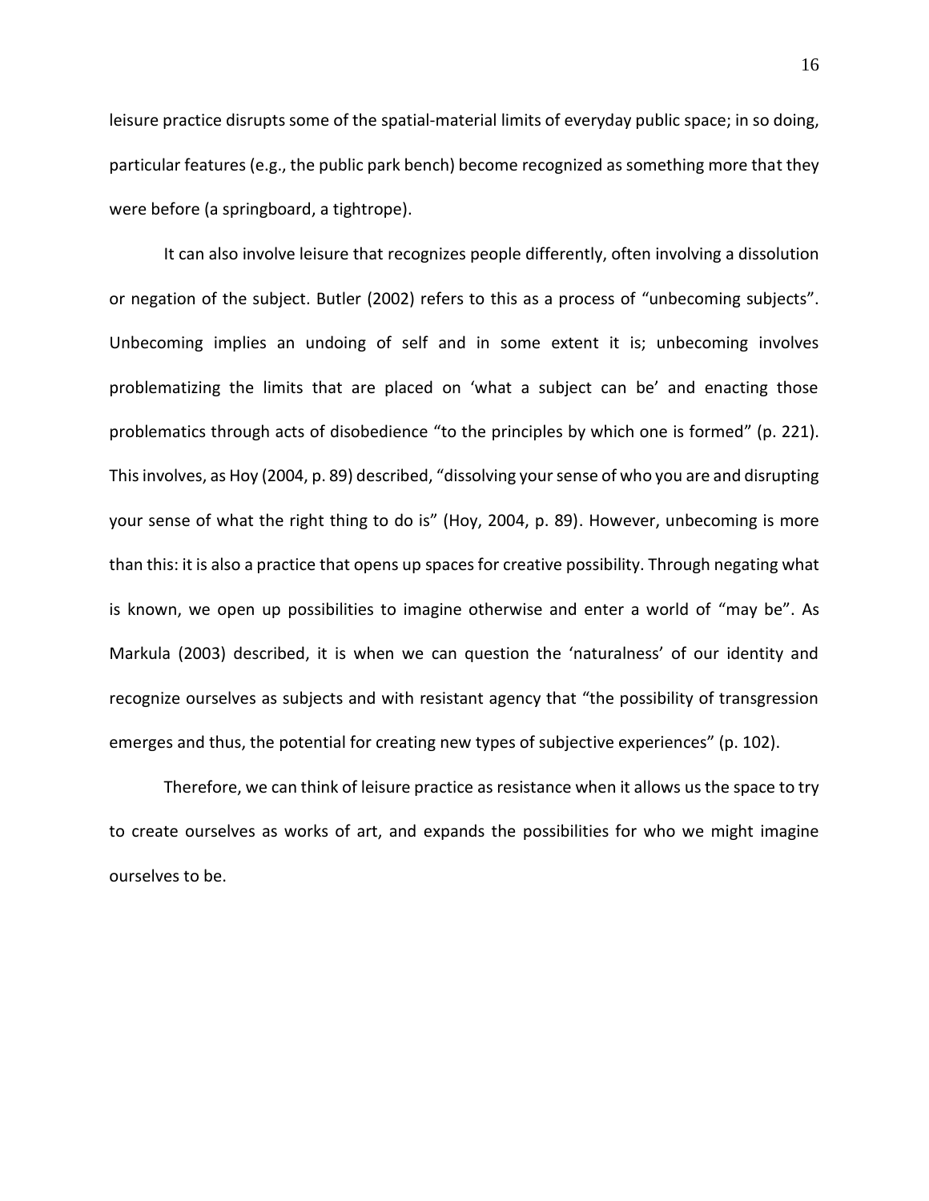leisure practice disrupts some of the spatial-material limits of everyday public space; in so doing, particular features (e.g., the public park bench) become recognized as something more that they were before (a springboard, a tightrope).

It can also involve leisure that recognizes people differently, often involving a dissolution or negation of the subject. Butler (2002) refers to this as a process of "unbecoming subjects". Unbecoming implies an undoing of self and in some extent it is; unbecoming involves problematizing the limits that are placed on 'what a subject can be' and enacting those problematics through acts of disobedience "to the principles by which one is formed" (p. 221). This involves, as Hoy (2004, p. 89) described, "dissolving your sense of who you are and disrupting your sense of what the right thing to do is" (Hoy, 2004, p. 89). However, unbecoming is more than this: it is also a practice that opens up spaces for creative possibility. Through negating what is known, we open up possibilities to imagine otherwise and enter a world of "may be". As Markula (2003) described, it is when we can question the 'naturalness' of our identity and recognize ourselves as subjects and with resistant agency that "the possibility of transgression emerges and thus, the potential for creating new types of subjective experiences" (p. 102).

Therefore, we can think of leisure practice as resistance when it allows us the space to try to create ourselves as works of art, and expands the possibilities for who we might imagine ourselves to be.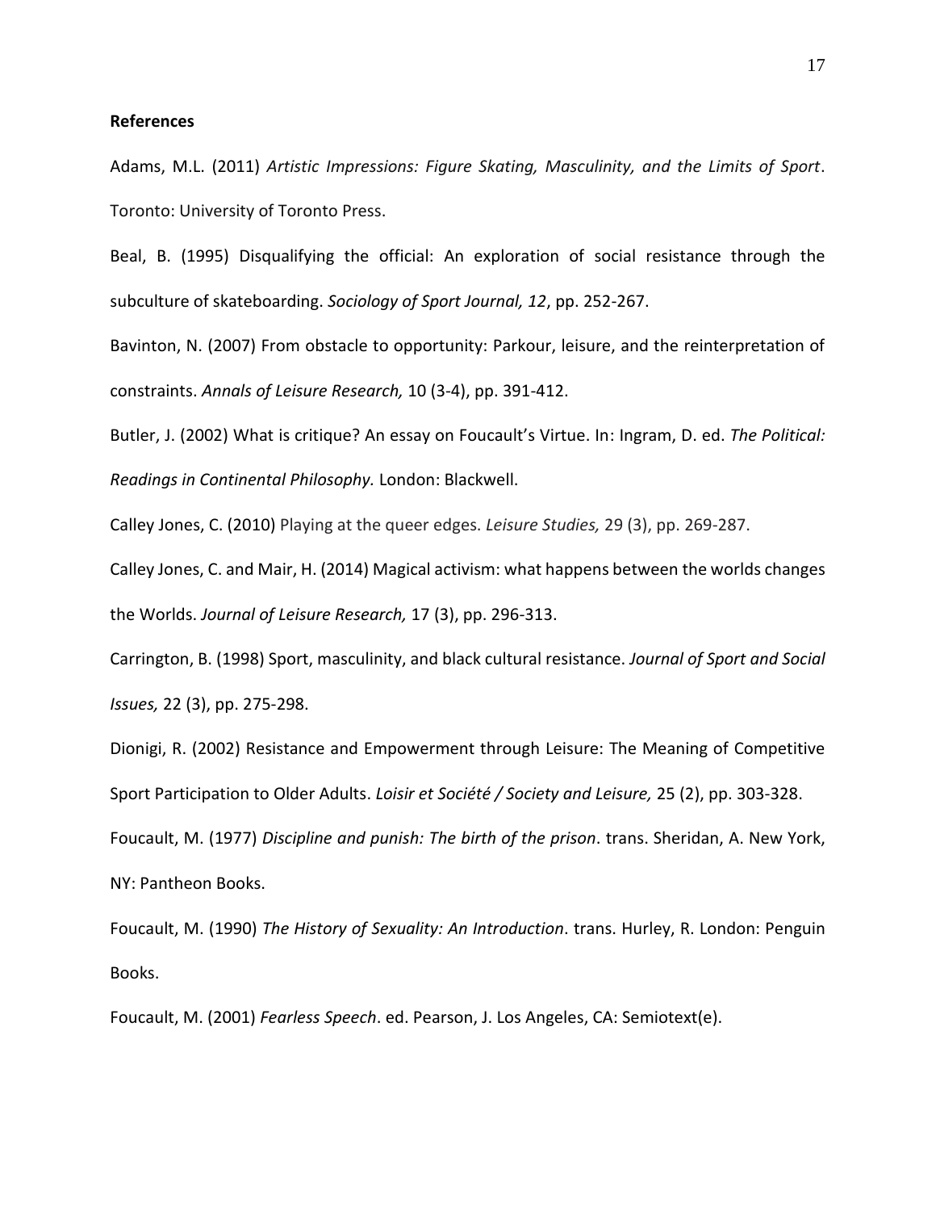**References**

Adams, M.L. (2011) *Artistic Impressions: Figure Skating, Masculinity, and the Limits of Sport*. Toronto: University of Toronto Press.

Beal, B. (1995) Disqualifying the official: An exploration of social resistance through the subculture of skateboarding. *Sociology of Sport Journal, 12*, pp. 252-267.

Bavinton, N. (2007) From obstacle to opportunity: Parkour, leisure, and the reinterpretation of constraints. *Annals of Leisure Research,* 10 (3-4), pp. 391-412.

Butler, J. (2002) What is critique? An essay on Foucault's Virtue. In: Ingram, D. ed. *The Political: Readings in Continental Philosophy.* London: Blackwell.

Calley Jones, C. (2010) Playing at the queer edges. *Leisure Studies,* 29 (3), pp. 269-287.

Calley Jones, C. and Mair, H. (2014) Magical activism: what happens between the worlds changes the Worlds. *Journal of Leisure Research,* 17 (3), pp. 296-313.

Carrington, B. (1998) Sport, masculinity, and black cultural resistance. *Journal of Sport and Social Issues,* 22 (3), pp. 275-298.

Dionigi, R. (2002) Resistance and Empowerment through Leisure: The Meaning of Competitive Sport Participation to Older Adults. *Loisir et Société / Society and Leisure,* 25 (2), pp. 303-328.

Foucault, M. (1977) *Discipline and punish: The birth of the prison*. trans. Sheridan, A. New York, NY: Pantheon Books.

Foucault, M. (1990) *The History of Sexuality: An Introduction*. trans. Hurley, R. London: Penguin Books.

Foucault, M. (2001) *Fearless Speech*. ed. Pearson, J. Los Angeles, CA: Semiotext(e).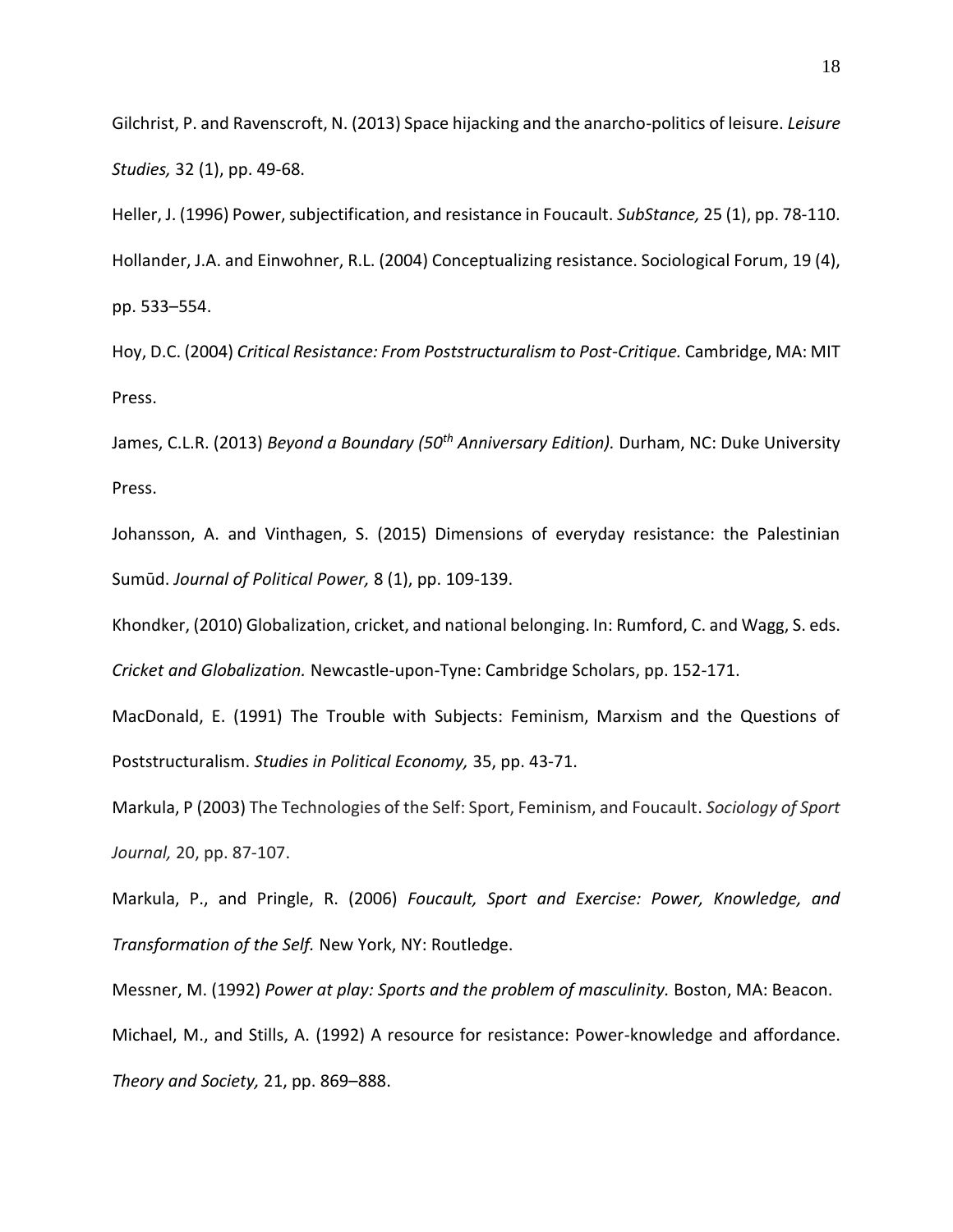Gilchrist, P. and Ravenscroft, N. (2013) Space hijacking and the anarcho-politics of leisure. *Leisure Studies,* 32 (1), pp. 49-68.

Heller, J. (1996) Power, subjectification, and resistance in Foucault. *SubStance,* 25 (1), pp. 78-110.

Hollander, J.A. and Einwohner, R.L. (2004) Conceptualizing resistance. Sociological Forum, 19 (4), pp. 533–554.

Hoy, D.C. (2004) *Critical Resistance: From Poststructuralism to Post-Critique.* Cambridge, MA: MIT Press.

James, C.L.R. (2013) *Beyond a Boundary (50th Anniversary Edition).* Durham, NC: Duke University Press.

Johansson, A. and Vinthagen, S. (2015) Dimensions of everyday resistance: the Palestinian Sumūd. *Journal of Political Power,* 8 (1), pp. 109-139.

Khondker, (2010) Globalization, cricket, and national belonging. In: Rumford, C. and Wagg, S. eds. *Cricket and Globalization.* Newcastle-upon-Tyne: Cambridge Scholars, pp. 152-171.

MacDonald, E. (1991) The Trouble with Subjects: Feminism, Marxism and the Questions of Poststructuralism. *Studies in Political Economy,* 35, pp. 43-71.

Markula, P (2003) The Technologies of the Self: Sport, Feminism, and Foucault. *Sociology of Sport Journal,* 20, pp. 87-107.

Markula, P., and Pringle, R. (2006) *Foucault, Sport and Exercise: Power, Knowledge, and Transformation of the Self.* New York, NY: Routledge.

Messner, M. (1992) *Power at play: Sports and the problem of masculinity.* Boston, MA: Beacon.

Michael, M., and Stills, A. (1992) A resource for resistance: Power-knowledge and affordance. *Theory and Society,* 21, pp. 869–888.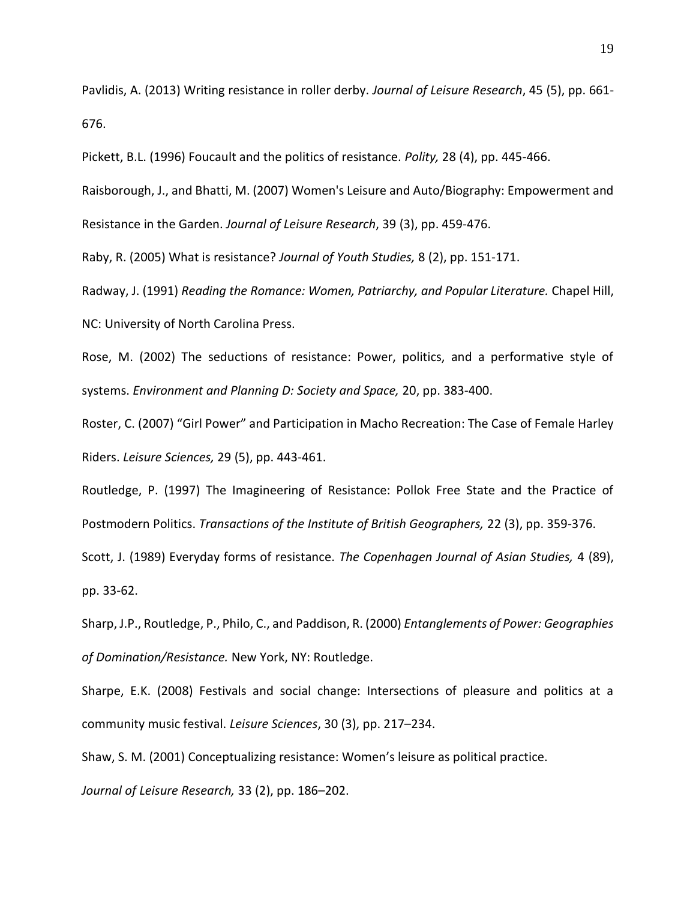Pavlidis, A. (2013) Writing resistance in roller derby. *Journal of Leisure Research*, 45 (5), pp. 661-676.

Pickett, B.L. (1996) Foucault and the politics of resistance. *Polity,* 28 (4), pp. 445-466.

Raisborough, J., and Bhatti, M. (2007) Women's Leisure and Auto/Biography: Empowerment and Resistance in the Garden. *Journal of Leisure Research*, 39 (3), pp. 459-476.

Raby, R. (2005) What is resistance? *Journal of Youth Studies,* 8 (2), pp. 151-171.

Radway, J. (1991) *Reading the Romance: Women, Patriarchy, and Popular Literature.* Chapel Hill, NC: University of North Carolina Press.

Rose, M. (2002) The seductions of resistance: Power, politics, and a performative style of systems. *Environment and Planning D: Society and Space,* 20, pp. 383-400.

Roster, C. (2007) "Girl Power" and Participation in Macho Recreation: The Case of Female Harley Riders. *Leisure Sciences,* 29 (5), pp. 443-461.

Routledge, P. (1997) The Imagineering of Resistance: Pollok Free State and the Practice of Postmodern Politics. *Transactions of the Institute of British Geographers,* 22 (3), pp. 359-376.

Scott, J. (1989) Everyday forms of resistance. *The Copenhagen Journal of Asian Studies,* 4 (89), pp. 33-62.

Sharp, J.P., Routledge, P., Philo, C., and Paddison, R. (2000) *Entanglements of Power: Geographies of Domination/Resistance.* New York, NY: Routledge.

Sharpe, E.K. (2008) Festivals and social change: Intersections of pleasure and politics at a community music festival. *Leisure Sciences*, 30 (3), pp. 217–234.

Shaw, S. M. (2001) Conceptualizing resistance: Women's leisure as political practice. *Journal of Leisure Research,* 33 (2), pp. 186–202.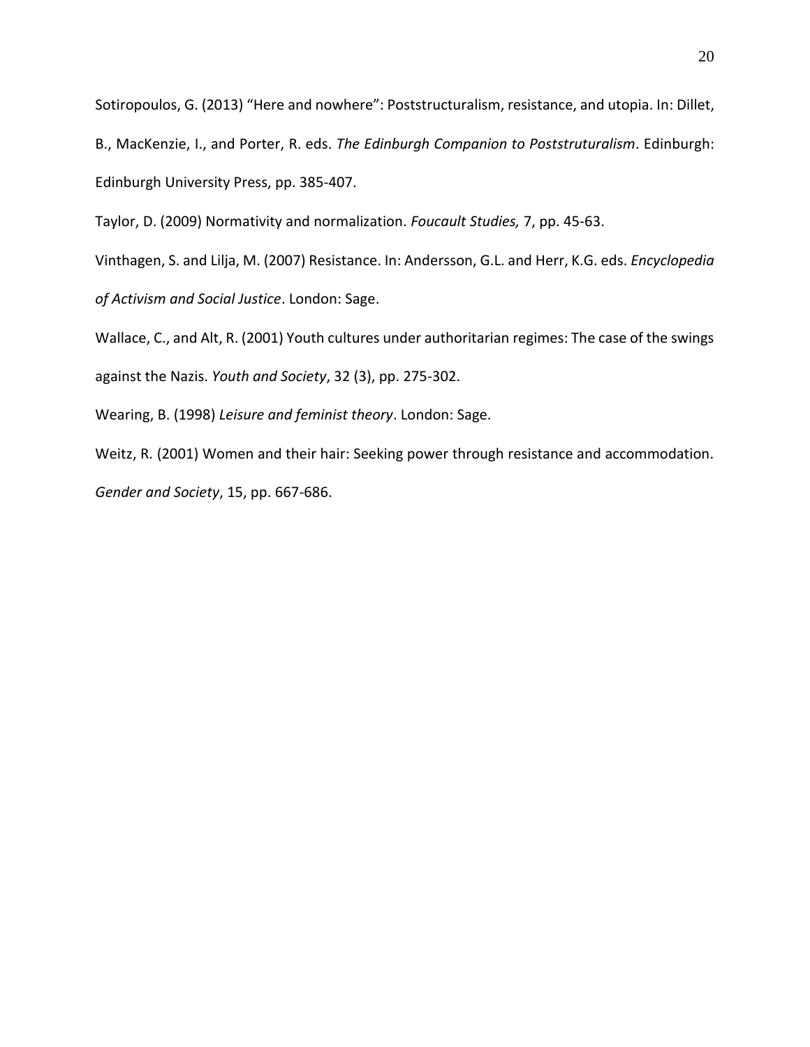Sotiropoulos, G. (2013) “Here and nowhere”: Poststructuralism, resistance, and utopia. In: Dillet, B., MacKenzie, I., and Porter, R. eds. *The Edinburgh Companion to Poststruturalism*. Edinburgh: Edinburgh University Press, pp. 385-407.

Taylor, D. (2009) Normativity and normalization. *Foucault Studies,* 7, pp. 45-63.

Vinthagen, S. and Lilja, M. (2007) Resistance. In: Andersson, G.L. and Herr, K.G. eds. *Encyclopedia of Activism and Social Justice*. London: Sage.

Wallace, C., and Alt, R. (2001) Youth cultures under authoritarian regimes: The case of the swings against the Nazis. *Youth and Society*, 32 (3), pp. 275-302.

Wearing, B. (1998) *Leisure and feminist theory*. London: Sage.

Weitz, R. (2001) Women and their hair: Seeking power through resistance and accommodation. *Gender and Society*, 15, pp. 667-686.